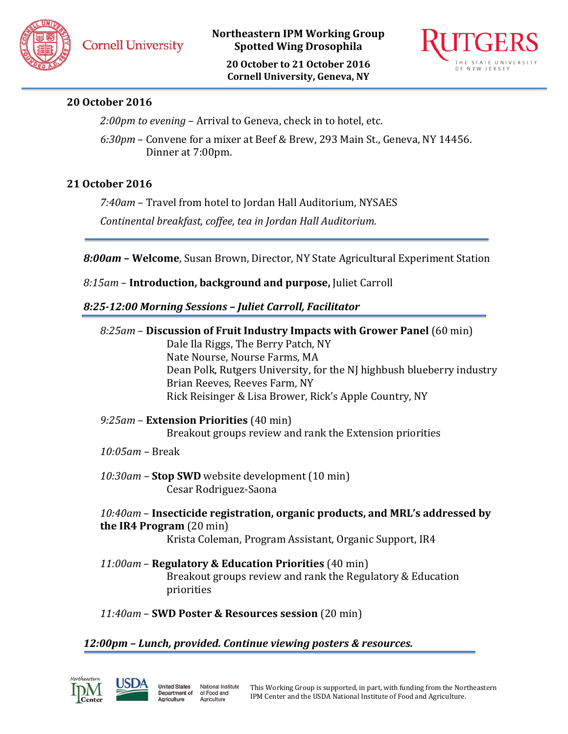# Northeastern IPM Working Group
## Spotted Wing Drosophila

**20 October to 21 October 2016**
**Cornell University, Geneva, NY**

### 20 October 2016

*2:00pm to evening* – Arrival to Geneva, check in to hotel, etc.

*6:30pm* – Convene for a mixer at Beef & Brew, 293 Main St., Geneva, NY 14456. Dinner at 7:00pm.

### 21 October 2016

*7:40am* – Travel from hotel to Jordan Hall Auditorium, NYSAES

*Continental breakfast, coffee, tea in Jordan Hall Auditorium.*

---

***8:00am* – Welcome**, Susan Brown, Director, NY State Agricultural Experiment Station

*8:15am* – **Introduction, background and purpose,** Juliet Carroll

***8:25-12:00 Morning Sessions – Juliet Carroll, Facilitator***

*8:25am* – **Discussion of Fruit Industry Impacts with Grower Panel** (60 min)
- Dale Ila Riggs, The Berry Patch, NY
- Nate Nourse, Nourse Farms, MA
- Dean Polk, Rutgers University, for the NJ highbush blueberry industry
- Brian Reeves, Reeves Farm, NY
- Rick Reisinger & Lisa Brower, Rick's Apple Country, NY

*9:25am* – **Extension Priorities** (40 min)
Breakout groups review and rank the Extension priorities

*10:05am* – Break

*10:30am* – **Stop SWD** website development (10 min)
Cesar Rodriguez-Saona

*10:40am* – **Insecticide registration, organic products, and MRL's addressed by the IR4 Program** (20 min)
Krista Coleman, Program Assistant, Organic Support, IR4

*11:00am* – **Regulatory & Education Priorities** (40 min)
Breakout groups review and rank the Regulatory & Education priorities

*11:40am* – **SWD Poster & Resources session** (20 min)

***12:00pm – Lunch, provided. Continue viewing posters & resources.***

This Working Group is supported, in part, with funding from the Northeastern IPM Center and the USDA National Institute of Food and Agriculture.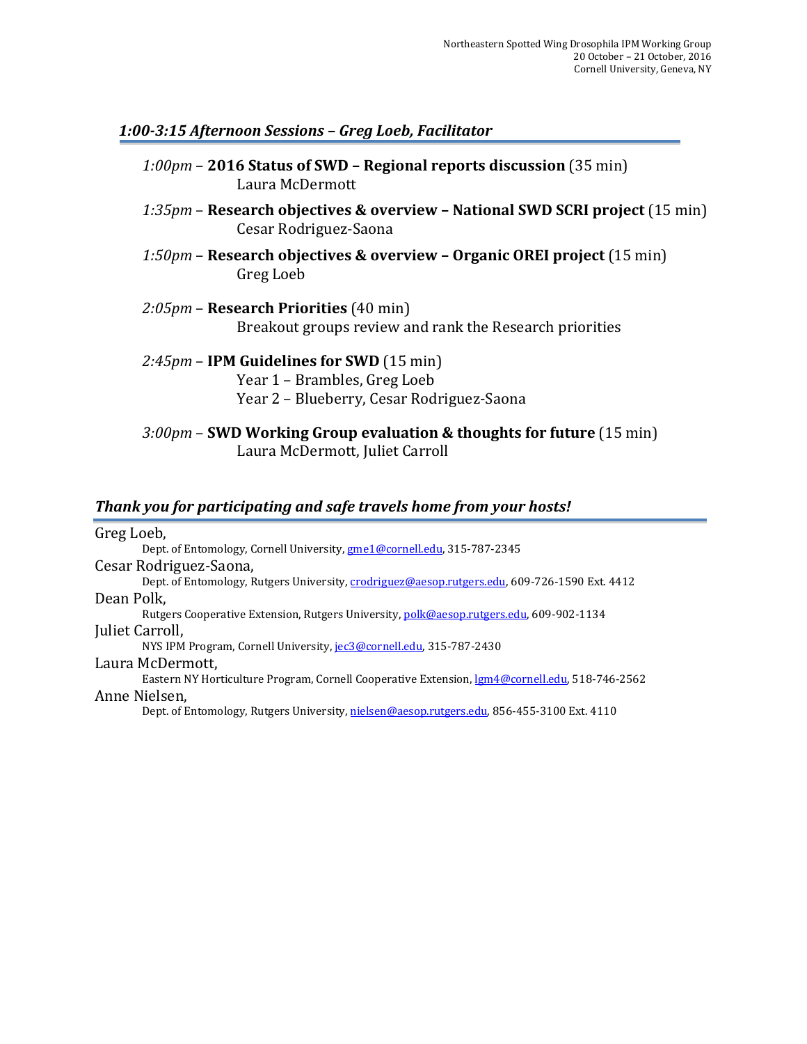### *1:00-3:15 Afternoon Sessions – Greg Loeb, Facilitator*

*1:00pm* – **2016 Status of SWD – Regional reports discussion** (35 min)
Laura McDermott

*1:35pm* – **Research objectives & overview – National SWD SCRI project** (15 min)
Cesar Rodriguez-Saona

*1:50pm* – **Research objectives & overview – Organic OREI project** (15 min)
Greg Loeb

*2:05pm* – **Research Priorities** (40 min)
Breakout groups review and rank the Research priorities

*2:45pm* – **IPM Guidelines for SWD** (15 min)
Year 1 – Brambles, Greg Loeb
Year 2 – Blueberry, Cesar Rodriguez-Saona

*3:00pm* – **SWD Working Group evaluation & thoughts for future** (15 min)
Laura McDermott, Juliet Carroll

### *Thank you for participating and safe travels home from your hosts!*

Greg Loeb,
Dept. of Entomology, Cornell University, gme1@cornell.edu, 315-787-2345

Cesar Rodriguez-Saona,
Dept. of Entomology, Rutgers University, crodriguez@aesop.rutgers.edu, 609-726-1590 Ext. 4412

Dean Polk,
Rutgers Cooperative Extension, Rutgers University, polk@aesop.rutgers.edu, 609-902-1134

Juliet Carroll,
NYS IPM Program, Cornell University, jec3@cornell.edu, 315-787-2430

Laura McDermott,
Eastern NY Horticulture Program, Cornell Cooperative Extension, lgm4@cornell.edu, 518-746-2562

Anne Nielsen,
Dept. of Entomology, Rutgers University, nielsen@aesop.rutgers.edu, 856-455-3100 Ext. 4110